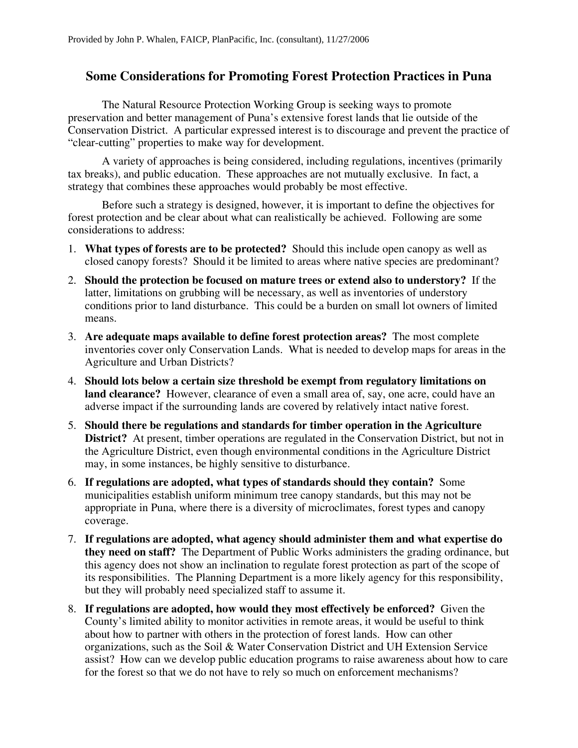Provided by John P. Whalen, FAICP, PlanPacific, Inc. (consultant), 11/27/2006

## Some Considerations for Promoting Forest Protection Practices in Puna

The Natural Resource Protection Working Group is seeking ways to promote preservation and better management of Puna's extensive forest lands that lie outside of the Conservation District. A particular expressed interest is to discourage and prevent the practice of "clear-cutting" properties to make way for development.

A variety of approaches is being considered, including regulations, incentives (primarily tax breaks), and public education. These approaches are not mutually exclusive. In fact, a strategy that combines these approaches would probably be most effective.

Before such a strategy is designed, however, it is important to define the objectives for forest protection and be clear about what can realistically be achieved. Following are some considerations to address:

1. **What types of forests are to be protected?** Should this include open canopy as well as closed canopy forests? Should it be limited to areas where native species are predominant?
2. **Should the protection be focused on mature trees or extend also to understory?** If the latter, limitations on grubbing will be necessary, as well as inventories of understory conditions prior to land disturbance. This could be a burden on small lot owners of limited means.
3. **Are adequate maps available to define forest protection areas?** The most complete inventories cover only Conservation Lands. What is needed to develop maps for areas in the Agriculture and Urban Districts?
4. **Should lots below a certain size threshold be exempt from regulatory limitations on land clearance?** However, clearance of even a small area of, say, one acre, could have an adverse impact if the surrounding lands are covered by relatively intact native forest.
5. **Should there be regulations and standards for timber operation in the Agriculture District?** At present, timber operations are regulated in the Conservation District, but not in the Agriculture District, even though environmental conditions in the Agriculture District may, in some instances, be highly sensitive to disturbance.
6. **If regulations are adopted, what types of standards should they contain?** Some municipalities establish uniform minimum tree canopy standards, but this may not be appropriate in Puna, where there is a diversity of microclimates, forest types and canopy coverage.
7. **If regulations are adopted, what agency should administer them and what expertise do they need on staff?** The Department of Public Works administers the grading ordinance, but this agency does not show an inclination to regulate forest protection as part of the scope of its responsibilities. The Planning Department is a more likely agency for this responsibility, but they will probably need specialized staff to assume it.
8. **If regulations are adopted, how would they most effectively be enforced?** Given the County's limited ability to monitor activities in remote areas, it would be useful to think about how to partner with others in the protection of forest lands. How can other organizations, such as the Soil & Water Conservation District and UH Extension Service assist? How can we develop public education programs to raise awareness about how to care for the forest so that we do not have to rely so much on enforcement mechanisms?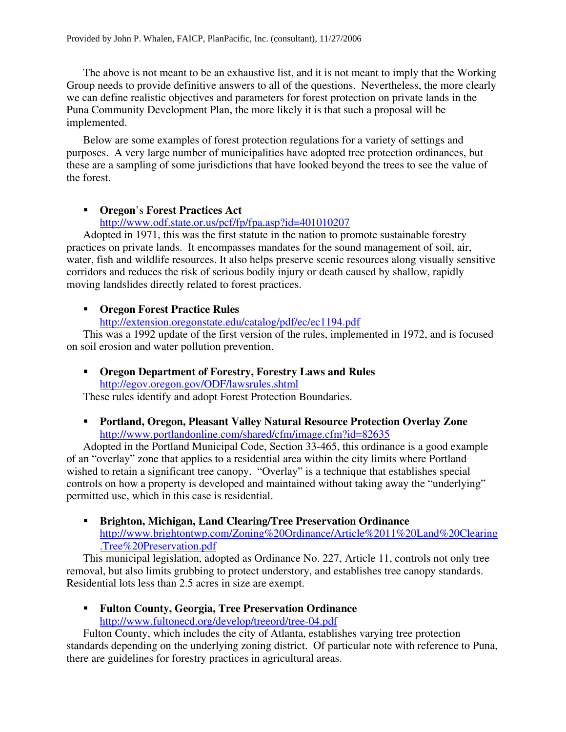Provided by John P. Whalen, FAICP, PlanPacific, Inc. (consultant), 11/27/2006

The above is not meant to be an exhaustive list, and it is not meant to imply that the Working Group needs to provide definitive answers to all of the questions. Nevertheless, the more clearly we can define realistic objectives and parameters for forest protection on private lands in the Puna Community Development Plan, the more likely it is that such a proposal will be implemented.

Below are some examples of forest protection regulations for a variety of settings and purposes. A very large number of municipalities have adopted tree protection ordinances, but these are a sampling of some jurisdictions that have looked beyond the trees to see the value of the forest.

- **Oregon**'s **Forest Practices Act**
  http://www.odf.state.or.us/pcf/fp/fpa.asp?id=401010207

Adopted in 1971, this was the first statute in the nation to promote sustainable forestry practices on private lands. It encompasses mandates for the sound management of soil, air, water, fish and wildlife resources. It also helps preserve scenic resources along visually sensitive corridors and reduces the risk of serious bodily injury or death caused by shallow, rapidly moving landslides directly related to forest practices.

- **Oregon Forest Practice Rules**
  http://extension.oregonstate.edu/catalog/pdf/ec/ec1194.pdf

This was a 1992 update of the first version of the rules, implemented in 1972, and is focused on soil erosion and water pollution prevention.

- **Oregon Department of Forestry, Forestry Laws and Rules**
  http://egov.oregon.gov/ODF/lawsrules.shtml

These rules identify and adopt Forest Protection Boundaries.

- **Portland, Oregon, Pleasant Valley Natural Resource Protection Overlay Zone**
  http://www.portlandonline.com/shared/cfm/image.cfm?id=82635

Adopted in the Portland Municipal Code, Section 33-465, this ordinance is a good example of an "overlay" zone that applies to a residential area within the city limits where Portland wished to retain a significant tree canopy. "Overlay" is a technique that establishes special controls on how a property is developed and maintained without taking away the "underlying" permitted use, which in this case is residential.

- **Brighton, Michigan, Land Clearing/Tree Preservation Ordinance**
  http://www.brightontwp.com/Zoning%20Ordinance/Article%2011%20Land%20Clearing.Tree%20Preservation.pdf

This municipal legislation, adopted as Ordinance No. 227, Article 11, controls not only tree removal, but also limits grubbing to protect understory, and establishes tree canopy standards. Residential lots less than 2.5 acres in size are exempt.

- **Fulton County, Georgia, Tree Preservation Ordinance**
  http://www.fultonecd.org/develop/treeord/tree-04.pdf

Fulton County, which includes the city of Atlanta, establishes varying tree protection standards depending on the underlying zoning district. Of particular note with reference to Puna, there are guidelines for forestry practices in agricultural areas.